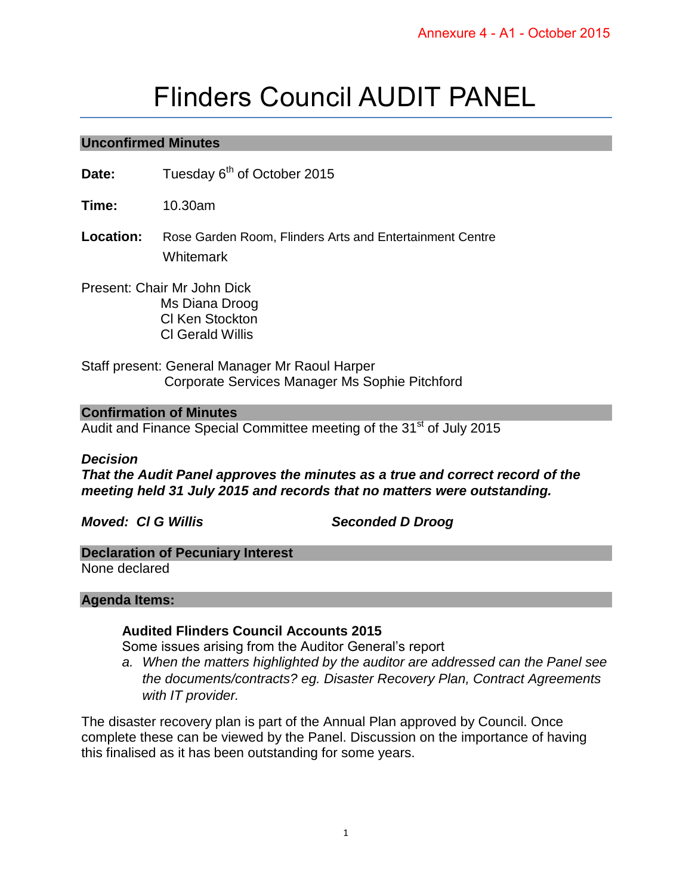Annexure 4 - A1 - October 2015

# Flinders Council AUDIT PANEL

## Unconfirmed Minutes

**Date:** Tuesday 6th of October 2015

**Time:** 10.30am

**Location:** Rose Garden Room, Flinders Arts and Entertainment Centre Whitemark

Present: Chair Mr John Dick
Ms Diana Droog
Cl Ken Stockton
Cl Gerald Willis

Staff present: General Manager Mr Raoul Harper
Corporate Services Manager Ms Sophie Pitchford

## Confirmation of Minutes

Audit and Finance Special Committee meeting of the 31st of July 2015

***Decision***

***That the Audit Panel approves the minutes as a true and correct record of the meeting held 31 July 2015 and records that no matters were outstanding.***

***Moved: Cl G Willis*** ***Seconded D Droog***

## Declaration of Pecuniary Interest

None declared

## Agenda Items:

### Audited Flinders Council Accounts 2015

Some issues arising from the Auditor General's report

a. *When the matters highlighted by the auditor are addressed can the Panel see the documents/contracts? eg. Disaster Recovery Plan, Contract Agreements with IT provider.*

The disaster recovery plan is part of the Annual Plan approved by Council. Once complete these can be viewed by the Panel. Discussion on the importance of having this finalised as it has been outstanding for some years.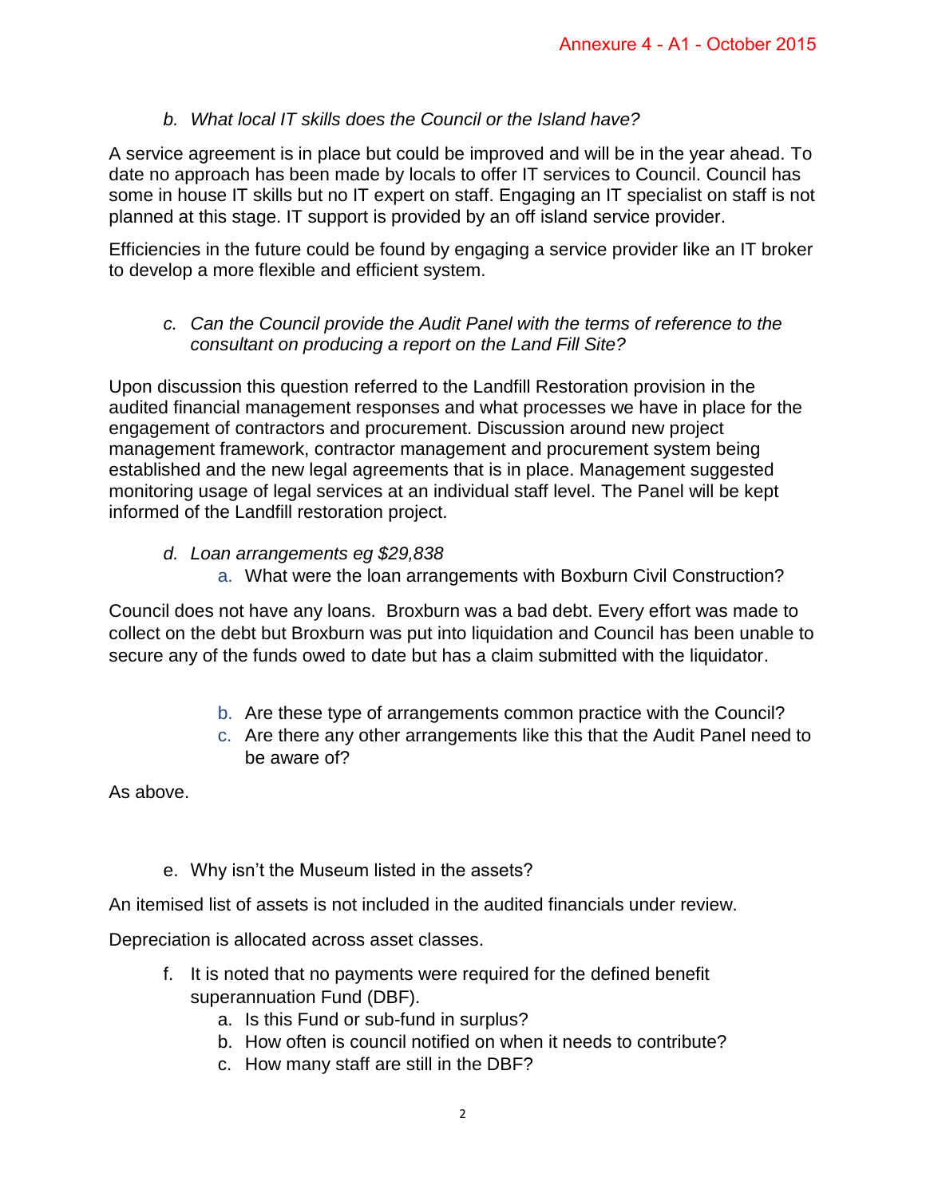b. *What local IT skills does the Council or the Island have?*

A service agreement is in place but could be improved and will be in the year ahead. To date no approach has been made by locals to offer IT services to Council. Council has some in house IT skills but no IT expert on staff. Engaging an IT specialist on staff is not planned at this stage. IT support is provided by an off island service provider.

Efficiencies in the future could be found by engaging a service provider like an IT broker to develop a more flexible and efficient system.

c. *Can the Council provide the Audit Panel with the terms of reference to the consultant on producing a report on the Land Fill Site?*

Upon discussion this question referred to the Landfill Restoration provision in the audited financial management responses and what processes we have in place for the engagement of contractors and procurement. Discussion around new project management framework, contractor management and procurement system being established and the new legal agreements that is in place. Management suggested monitoring usage of legal services at an individual staff level. The Panel will be kept informed of the Landfill restoration project.

d. *Loan arrangements eg $29,838*
   a. What were the loan arrangements with Boxburn Civil Construction?

Council does not have any loans. Broxburn was a bad debt. Every effort was made to collect on the debt but Broxburn was put into liquidation and Council has been unable to secure any of the funds owed to date but has a claim submitted with the liquidator.

   b. Are these type of arrangements common practice with the Council?
   c. Are there any other arrangements like this that the Audit Panel need to be aware of?

As above.

e. Why isn't the Museum listed in the assets?

An itemised list of assets is not included in the audited financials under review.

Depreciation is allocated across asset classes.

f. It is noted that no payments were required for the defined benefit superannuation Fund (DBF).
   a. Is this Fund or sub-fund in surplus?
   b. How often is council notified on when it needs to contribute?
   c. How many staff are still in the DBF?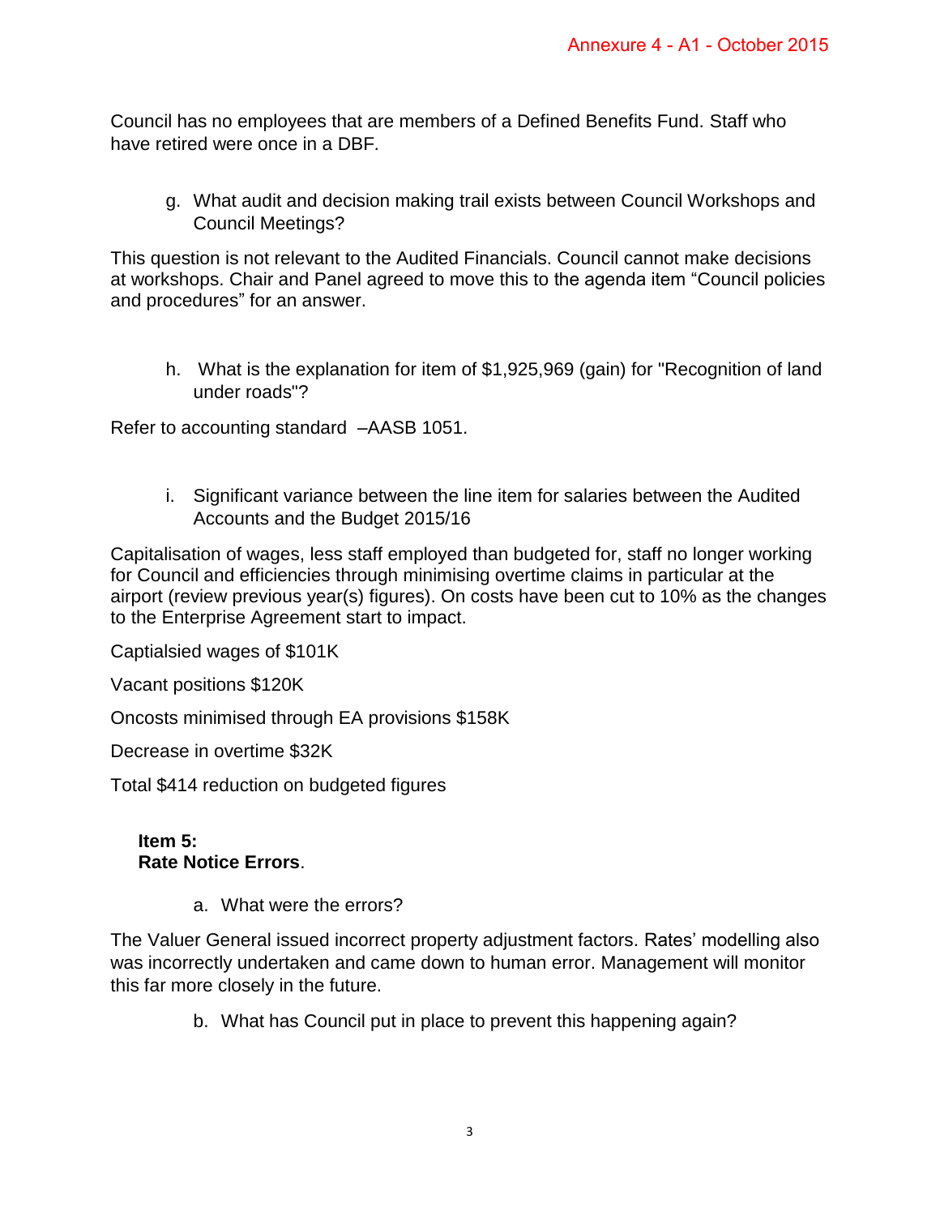Council has no employees that are members of a Defined Benefits Fund. Staff who have retired were once in a DBF.

g. What audit and decision making trail exists between Council Workshops and Council Meetings?

This question is not relevant to the Audited Financials. Council cannot make decisions at workshops. Chair and Panel agreed to move this to the agenda item "Council policies and procedures" for an answer.

h. What is the explanation for item of $1,925,969 (gain) for "Recognition of land under roads"?

Refer to accounting standard –AASB 1051.

i. Significant variance between the line item for salaries between the Audited Accounts and the Budget 2015/16

Capitalisation of wages, less staff employed than budgeted for, staff no longer working for Council and efficiencies through minimising overtime claims in particular at the airport (review previous year(s) figures). On costs have been cut to 10% as the changes to the Enterprise Agreement start to impact.

Captialsied wages of $101K

Vacant positions $120K

Oncosts minimised through EA provisions $158K

Decrease in overtime $32K

Total $414 reduction on budgeted figures

**Item 5:**
**Rate Notice Errors**.

a. What were the errors?

The Valuer General issued incorrect property adjustment factors. Rates' modelling also was incorrectly undertaken and came down to human error. Management will monitor this far more closely in the future.

b. What has Council put in place to prevent this happening again?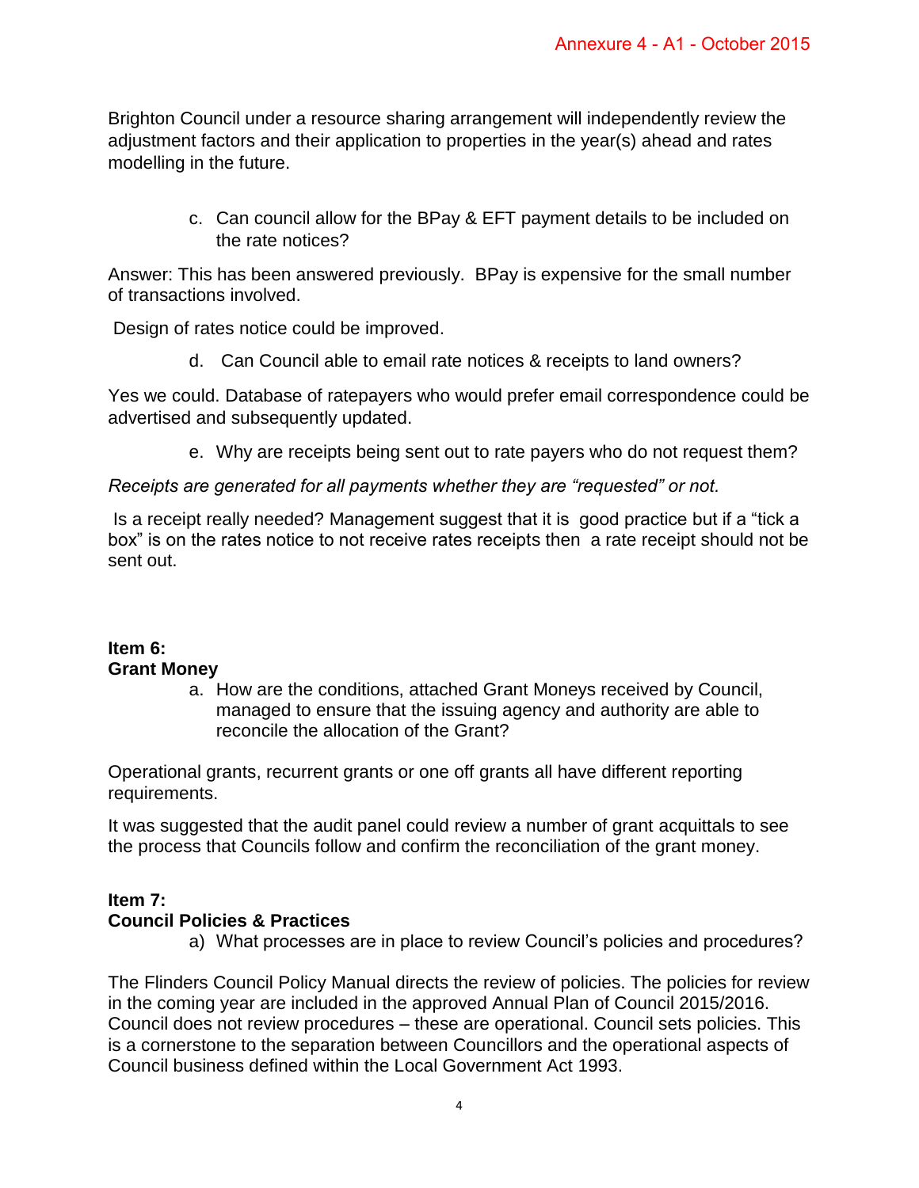Brighton Council under a resource sharing arrangement will independently review the adjustment factors and their application to properties in the year(s) ahead and rates modelling in the future.

c. Can council allow for the BPay & EFT payment details to be included on the rate notices?

Answer: This has been answered previously. BPay is expensive for the small number of transactions involved.

Design of rates notice could be improved.

d. Can Council able to email rate notices & receipts to land owners?

Yes we could. Database of ratepayers who would prefer email correspondence could be advertised and subsequently updated.

e. Why are receipts being sent out to rate payers who do not request them?

*Receipts are generated for all payments whether they are “requested” or not.*

Is a receipt really needed? Management suggest that it is good practice but if a “tick a box” is on the rates notice to not receive rates receipts then a rate receipt should not be sent out.

**Item 6:**
**Grant Money**

a. How are the conditions, attached Grant Moneys received by Council, managed to ensure that the issuing agency and authority are able to reconcile the allocation of the Grant?

Operational grants, recurrent grants or one off grants all have different reporting requirements.

It was suggested that the audit panel could review a number of grant acquittals to see the process that Councils follow and confirm the reconciliation of the grant money.

**Item 7:**
**Council Policies & Practices**

a) What processes are in place to review Council’s policies and procedures?

The Flinders Council Policy Manual directs the review of policies. The policies for review in the coming year are included in the approved Annual Plan of Council 2015/2016. Council does not review procedures – these are operational. Council sets policies. This is a cornerstone to the separation between Councillors and the operational aspects of Council business defined within the Local Government Act 1993.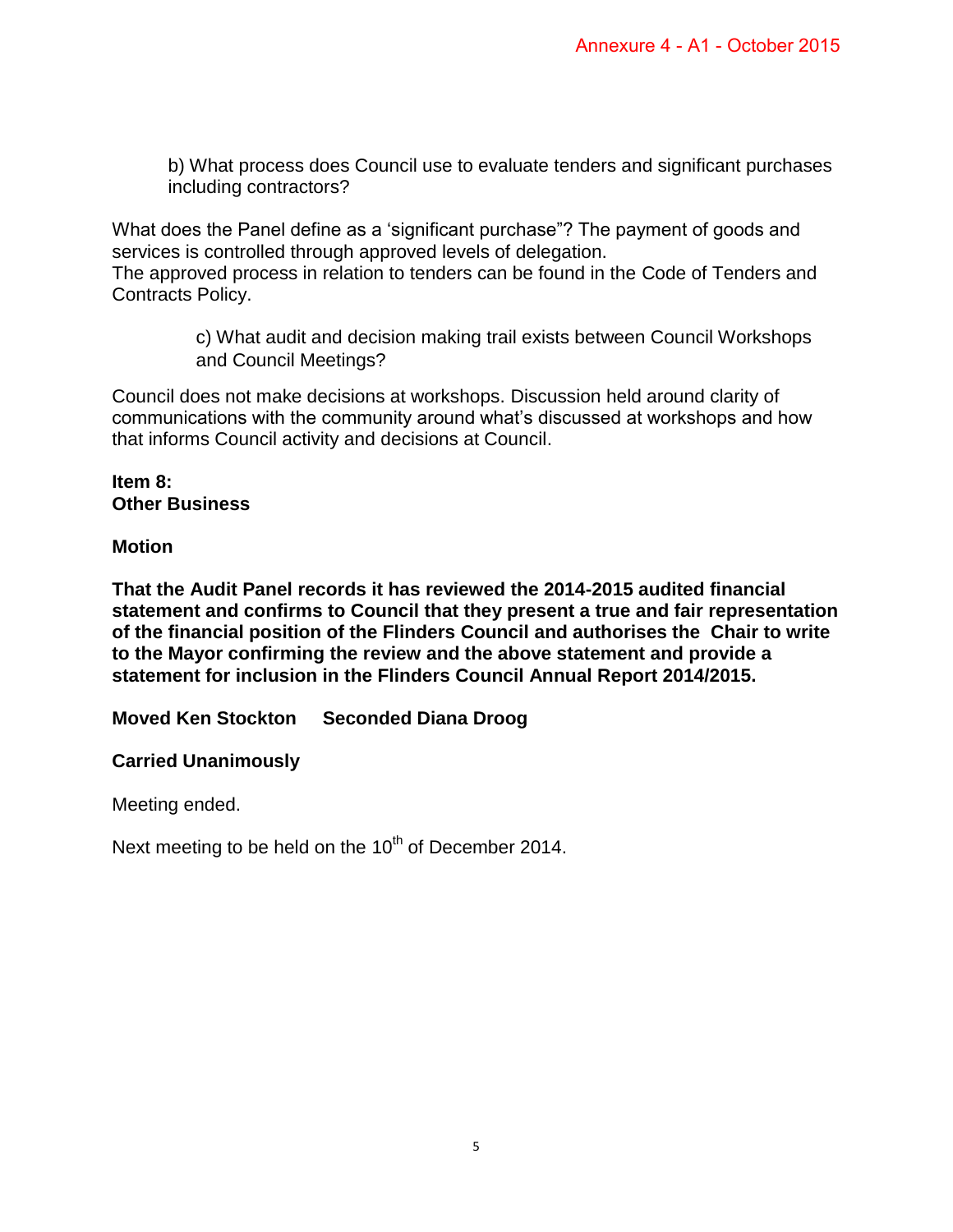b) What process does Council use to evaluate tenders and significant purchases including contractors?

What does the Panel define as a 'significant purchase"? The payment of goods and services is controlled through approved levels of delegation.
The approved process in relation to tenders can be found in the Code of Tenders and Contracts Policy.

c) What audit and decision making trail exists between Council Workshops and Council Meetings?

Council does not make decisions at workshops. Discussion held around clarity of communications with the community around what's discussed at workshops and how that informs Council activity and decisions at Council.

**Item 8:**
**Other Business**

**Motion**

**That the Audit Panel records it has reviewed the 2014-2015 audited financial statement and confirms to Council that they present a true and fair representation of the financial position of the Flinders Council and authorises the Chair to write to the Mayor confirming the review and the above statement and provide a statement for inclusion in the Flinders Council Annual Report 2014/2015.**

**Moved Ken Stockton Seconded Diana Droog**

**Carried Unanimously**

Meeting ended.

Next meeting to be held on the 10th of December 2014.